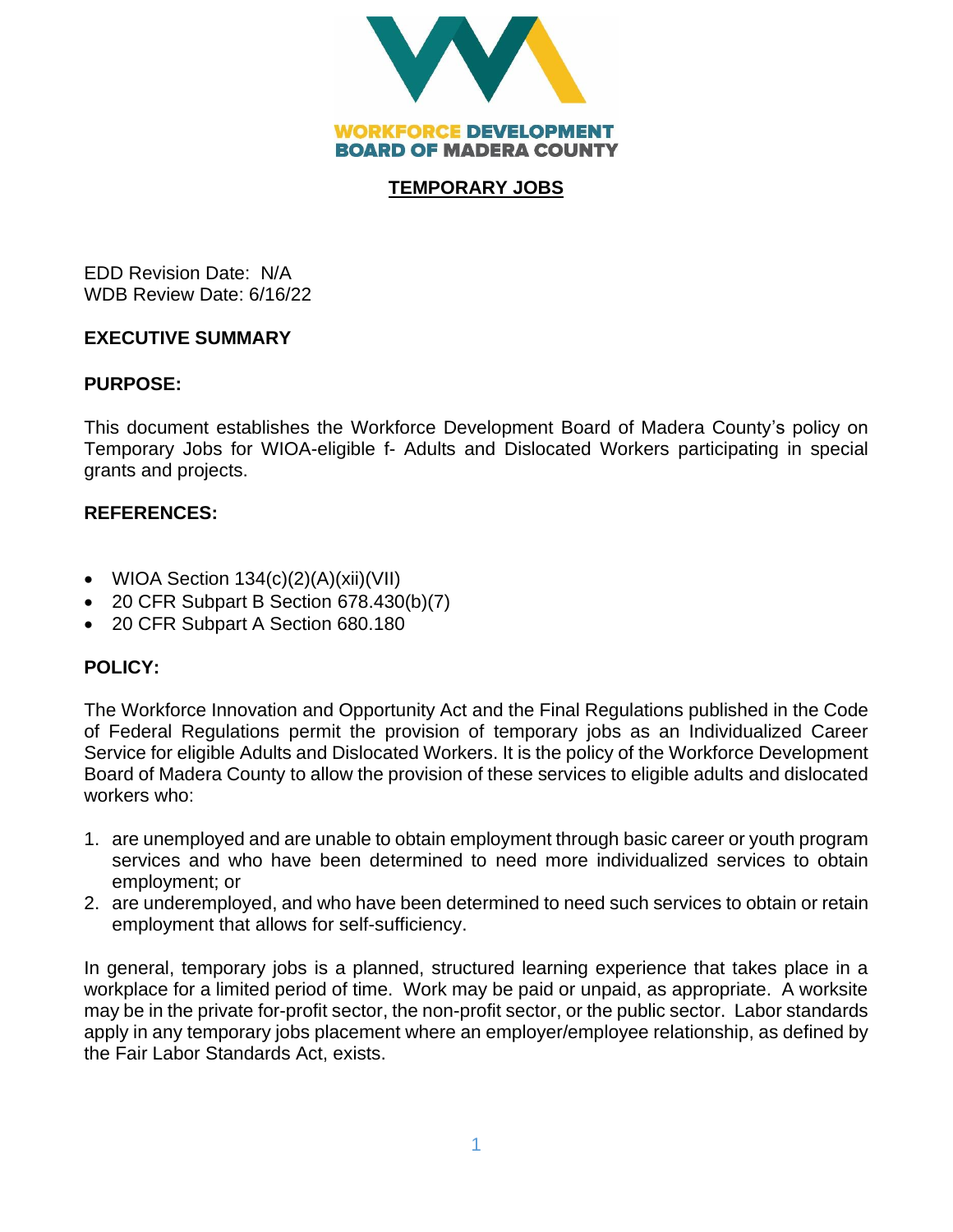WORKFORCE DEVELOPMENT BOARD OF MADERA COUNTY

# TEMPORARY JOBS

EDD Revision Date: N/A
WDB Review Date: 6/16/22

## EXECUTIVE SUMMARY

### PURPOSE:

This document establishes the Workforce Development Board of Madera County's policy on Temporary Jobs for WIOA-eligible f- Adults and Dislocated Workers participating in special grants and projects.

### REFERENCES:

- WIOA Section 134(c)(2)(A)(xii)(VII)
- 20 CFR Subpart B Section 678.430(b)(7)
- 20 CFR Subpart A Section 680.180

### POLICY:

The Workforce Innovation and Opportunity Act and the Final Regulations published in the Code of Federal Regulations permit the provision of temporary jobs as an Individualized Career Service for eligible Adults and Dislocated Workers. It is the policy of the Workforce Development Board of Madera County to allow the provision of these services to eligible adults and dislocated workers who:

1. are unemployed and are unable to obtain employment through basic career or youth program services and who have been determined to need more individualized services to obtain employment; or
2. are underemployed, and who have been determined to need such services to obtain or retain employment that allows for self-sufficiency.

In general, temporary jobs is a planned, structured learning experience that takes place in a workplace for a limited period of time. Work may be paid or unpaid, as appropriate. A worksite may be in the private for-profit sector, the non-profit sector, or the public sector. Labor standards apply in any temporary jobs placement where an employer/employee relationship, as defined by the Fair Labor Standards Act, exists.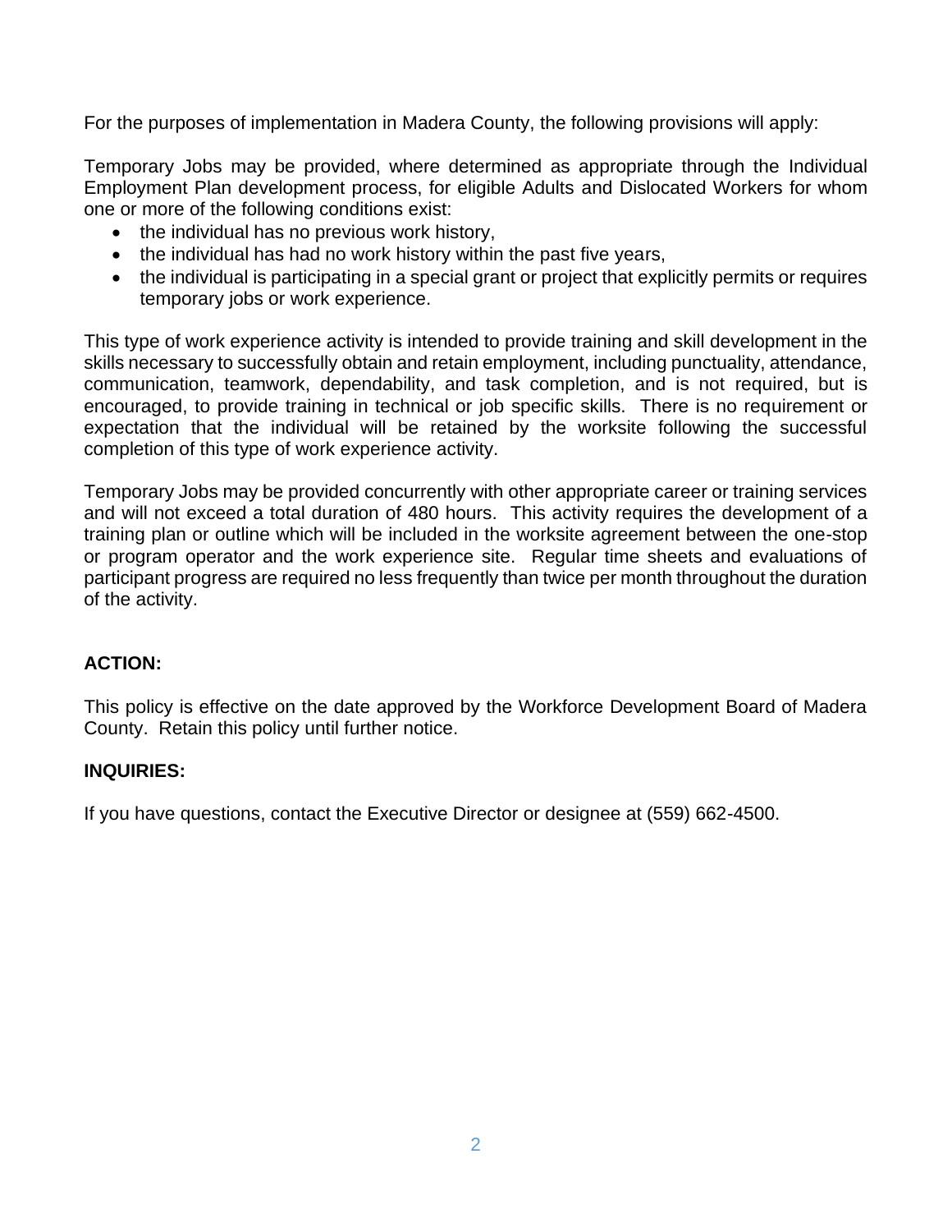For the purposes of implementation in Madera County, the following provisions will apply:

Temporary Jobs may be provided, where determined as appropriate through the Individual Employment Plan development process, for eligible Adults and Dislocated Workers for whom one or more of the following conditions exist:

- the individual has no previous work history,
- the individual has had no work history within the past five years,
- the individual is participating in a special grant or project that explicitly permits or requires temporary jobs or work experience.

This type of work experience activity is intended to provide training and skill development in the skills necessary to successfully obtain and retain employment, including punctuality, attendance, communication, teamwork, dependability, and task completion, and is not required, but is encouraged, to provide training in technical or job specific skills. There is no requirement or expectation that the individual will be retained by the worksite following the successful completion of this type of work experience activity.

Temporary Jobs may be provided concurrently with other appropriate career or training services and will not exceed a total duration of 480 hours. This activity requires the development of a training plan or outline which will be included in the worksite agreement between the one-stop or program operator and the work experience site. Regular time sheets and evaluations of participant progress are required no less frequently than twice per month throughout the duration of the activity.

**ACTION:**

This policy is effective on the date approved by the Workforce Development Board of Madera County. Retain this policy until further notice.

**INQUIRIES:**

If you have questions, contact the Executive Director or designee at (559) 662-4500.